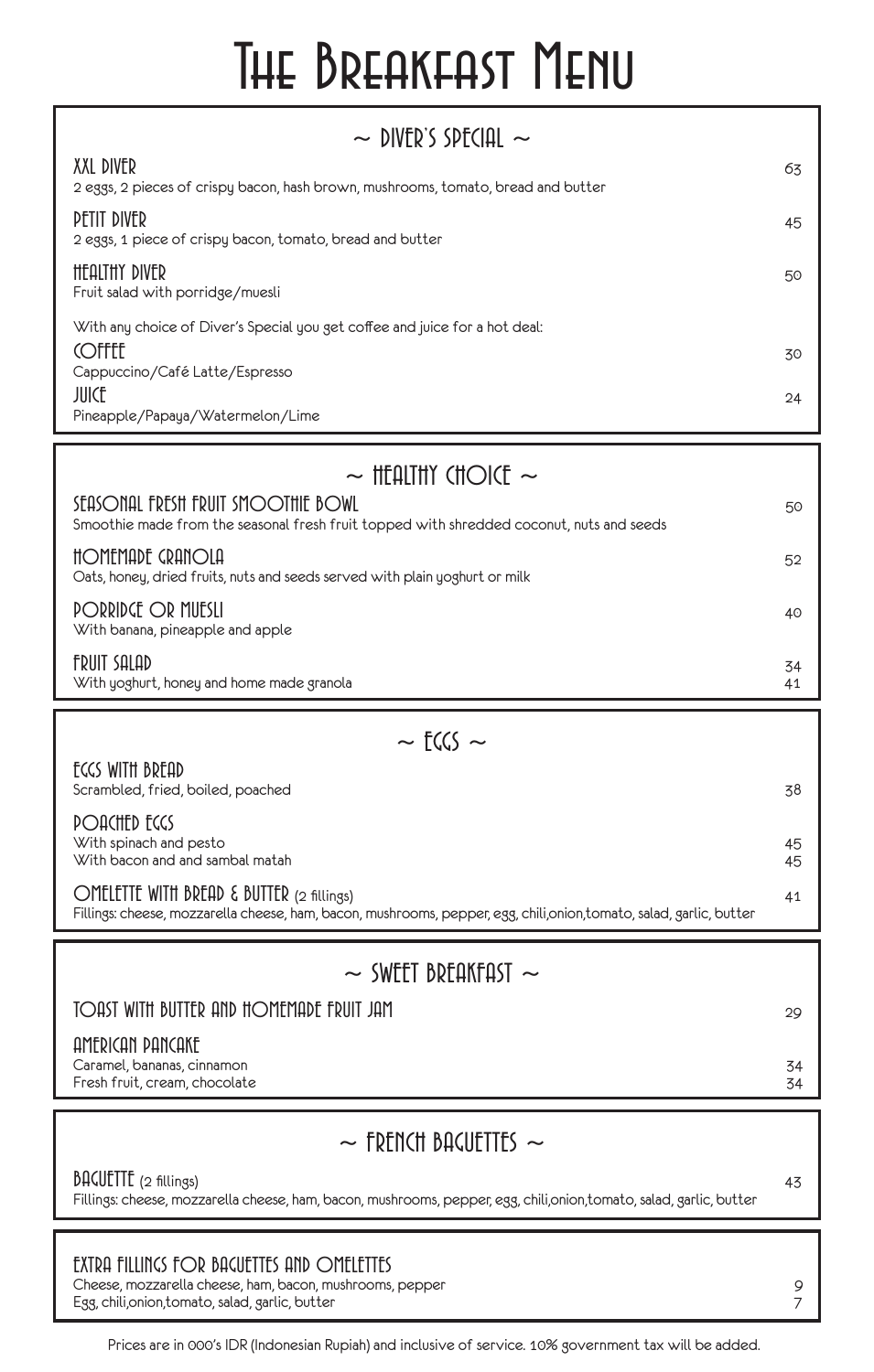# The Breakfast Menu

## ~ Diver's Special ~

**XXL DIVER** — 63
2 eggs, 2 pieces of crispy bacon, hash brown, mushrooms, tomato, bread and butter

**PETIT DIVER** — 45
2 eggs, 1 piece of crispy bacon, tomato, bread and butter

**HEALTHY DIVER** — 50
Fruit salad with porridge/muesli

With any choice of Diver's Special you get coffee and juice for a hot deal:

**COFFEE** — 30
Cappuccino/Café Latte/Espresso

**JUICE** — 24
Pineapple/Papaya/Watermelon/Lime

## ~ Healthy Choice ~

**SEASONAL FRESH FRUIT SMOOTHIE BOWL** — 50
Smoothie made from the seasonal fresh fruit topped with shredded coconut, nuts and seeds

**HOMEMADE GRANOLA** — 52
Oats, honey, dried fruits, nuts and seeds served with plain yoghurt or milk

**PORRIDGE OR MUESLI** — 40
With banana, pineapple and apple

**FRUIT SALAD** — 34
With yoghurt, honey and home made granola — 41

## ~ Eggs ~

**EGGS WITH BREAD** — 38
Scrambled, fried, boiled, poached

**POACHED EGGS**
With spinach and pesto — 45
With bacon and and sambal matah — 45

**OMELETTE WITH BREAD & BUTTER** (2 fillings) — 41
Fillings: cheese, mozzarella cheese, ham, bacon, mushrooms, pepper, egg, chili,onion,tomato, salad, garlic, butter

## ~ Sweet Breakfast ~

**TOAST WITH BUTTER AND HOMEMADE FRUIT JAM** — 29

**AMERICAN PANCAKE**
Caramel, bananas, cinnamon — 34
Fresh fruit, cream, chocolate — 34

## ~ French Baguettes ~

**BAGUETTE** (2 fillings) — 43
Fillings: cheese, mozzarella cheese, ham, bacon, mushrooms, pepper, egg, chili,onion,tomato, salad, garlic, butter

**EXTRA FILLINGS FOR BAGUETTES AND OMELETTES**
Cheese, mozzarella cheese, ham, bacon, mushrooms, pepper — 9
Egg, chili,onion,tomato, salad, garlic, butter — 7

Prices are in 000's IDR (Indonesian Rupiah) and inclusive of service. 10% government tax will be added.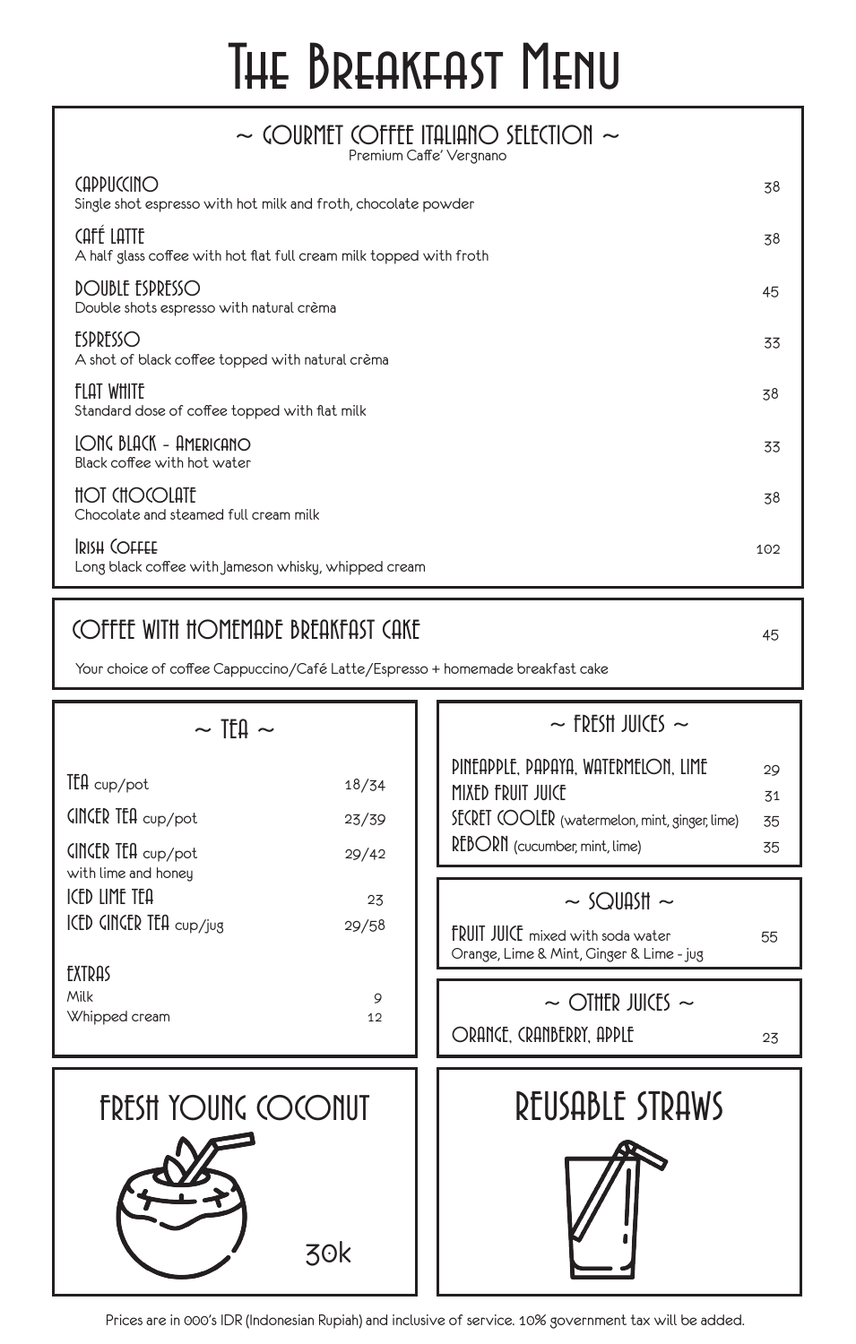# The Breakfast Menu

## ~ Gourmet Coffee Italiano Selection ~

Premium Caffe' Vergnano

| | |
|---|---|
| **CAPPUCCINO**<br>Single shot espresso with hot milk and froth, chocolate powder | 38 |
| **CAFÉ LATTE**<br>A half glass coffee with hot flat full cream milk topped with froth | 38 |
| **DOUBLE ESPRESSO**<br>Double shots espresso with natural crèma | 45 |
| **ESPRESSO**<br>A shot of black coffee topped with natural crèma | 33 |
| **FLAT WHITE**<br>Standard dose of coffee topped with flat milk | 38 |
| **LONG BLACK - AMERICANO**<br>Black coffee with hot water | 33 |
| **HOT CHOCOLATE**<br>Chocolate and steamed full cream milk | 38 |
| **IRISH COFFEE**<br>Long black coffee with Jameson whisky, whipped cream | 102 |

## Coffee with Homemade Breakfast Cake — 45

Your choice of coffee Cappuccino/Café Latte/Espresso + homemade breakfast cake

## ~ Tea ~

| | |
|---|---|
| **TEA** cup/pot | 18/34 |
| **GINGER TEA** cup/pot | 23/39 |
| **GINGER TEA** cup/pot with lime and honey | 29/42 |
| **ICED LIME TEA** | 23 |
| **ICED GINGER TEA** cup/jug | 29/58 |

**EXTRAS**

| | |
|---|---|
| Milk | 9 |
| Whipped cream | 12 |

## ~ Fresh Juices ~

| | |
|---|---|
| **PINEAPPLE, PAPAYA, WATERMELON, LIME** | 29 |
| **MIXED FRUIT JUICE** | 31 |
| **SECRET COOLER** (watermelon, mint, ginger, lime) | 35 |
| **REBORN** (cucumber, mint, lime) | 35 |

## ~ Squash ~

| | |
|---|---|
| **FRUIT JUICE** mixed with soda water<br>Orange, Lime & Mint, Ginger & Lime - jug | 55 |

## ~ Other Juices ~

| | |
|---|---|
| **ORANGE, CRANBERRY, APPLE** | 23 |

## Fresh Young Coconut

30k

## Reusable Straws

Prices are in 000's IDR (Indonesian Rupiah) and inclusive of service. 10% government tax will be added.